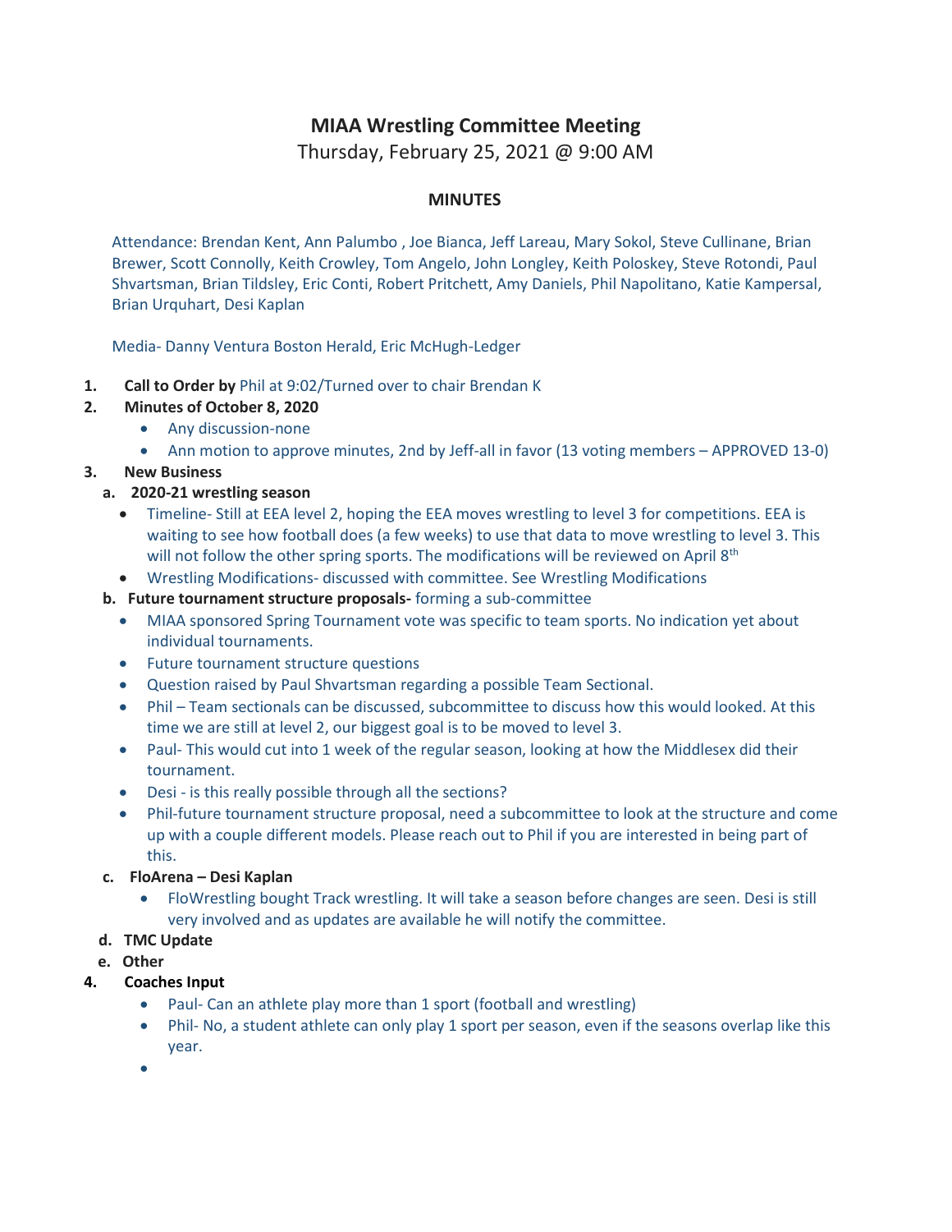# MIAA Wrestling Committee Meeting

Thursday, February 25, 2021 @ 9:00 AM

**MINUTES**

Attendance: Brendan Kent, Ann Palumbo , Joe Bianca, Jeff Lareau, Mary Sokol, Steve Cullinane, Brian Brewer, Scott Connolly, Keith Crowley, Tom Angelo, John Longley, Keith Poloskey, Steve Rotondi, Paul Shvartsman, Brian Tildsley, Eric Conti, Robert Pritchett, Amy Daniels, Phil Napolitano, Katie Kampersal, Brian Urquhart, Desi Kaplan

Media- Danny Ventura Boston Herald, Eric McHugh-Ledger

1. **Call to Order by** Phil at 9:02/Turned over to chair Brendan K
2. **Minutes of October 8, 2020**
   - Any discussion-none
   - Ann motion to approve minutes, 2nd by Jeff-all in favor (13 voting members – APPROVED 13-0)
3. **New Business**
   a. **2020-21 wrestling season**
      - Timeline- Still at EEA level 2, hoping the EEA moves wrestling to level 3 for competitions. EEA is waiting to see how football does (a few weeks) to use that data to move wrestling to level 3. This will not follow the other spring sports. The modifications will be reviewed on April 8th
      - Wrestling Modifications- discussed with committee. See Wrestling Modifications

   b. **Future tournament structure proposals-** forming a sub-committee
      - MIAA sponsored Spring Tournament vote was specific to team sports. No indication yet about individual tournaments.
      - Future tournament structure questions
      - Question raised by Paul Shvartsman regarding a possible Team Sectional.
      - Phil – Team sectionals can be discussed, subcommittee to discuss how this would looked. At this time we are still at level 2, our biggest goal is to be moved to level 3.
      - Paul- This would cut into 1 week of the regular season, looking at how the Middlesex did their tournament.
      - Desi - is this really possible through all the sections?
      - Phil-future tournament structure proposal, need a subcommittee to look at the structure and come up with a couple different models. Please reach out to Phil if you are interested in being part of this.

   c. **FloArena – Desi Kaplan**
      - FloWrestling bought Track wrestling. It will take a season before changes are seen. Desi is still very involved and as updates are available he will notify the committee.

   d. **TMC Update**

   e. **Other**
4. **Coaches Input**
   - Paul- Can an athlete play more than 1 sport (football and wrestling)
   - Phil- No, a student athlete can only play 1 sport per season, even if the seasons overlap like this year.
   -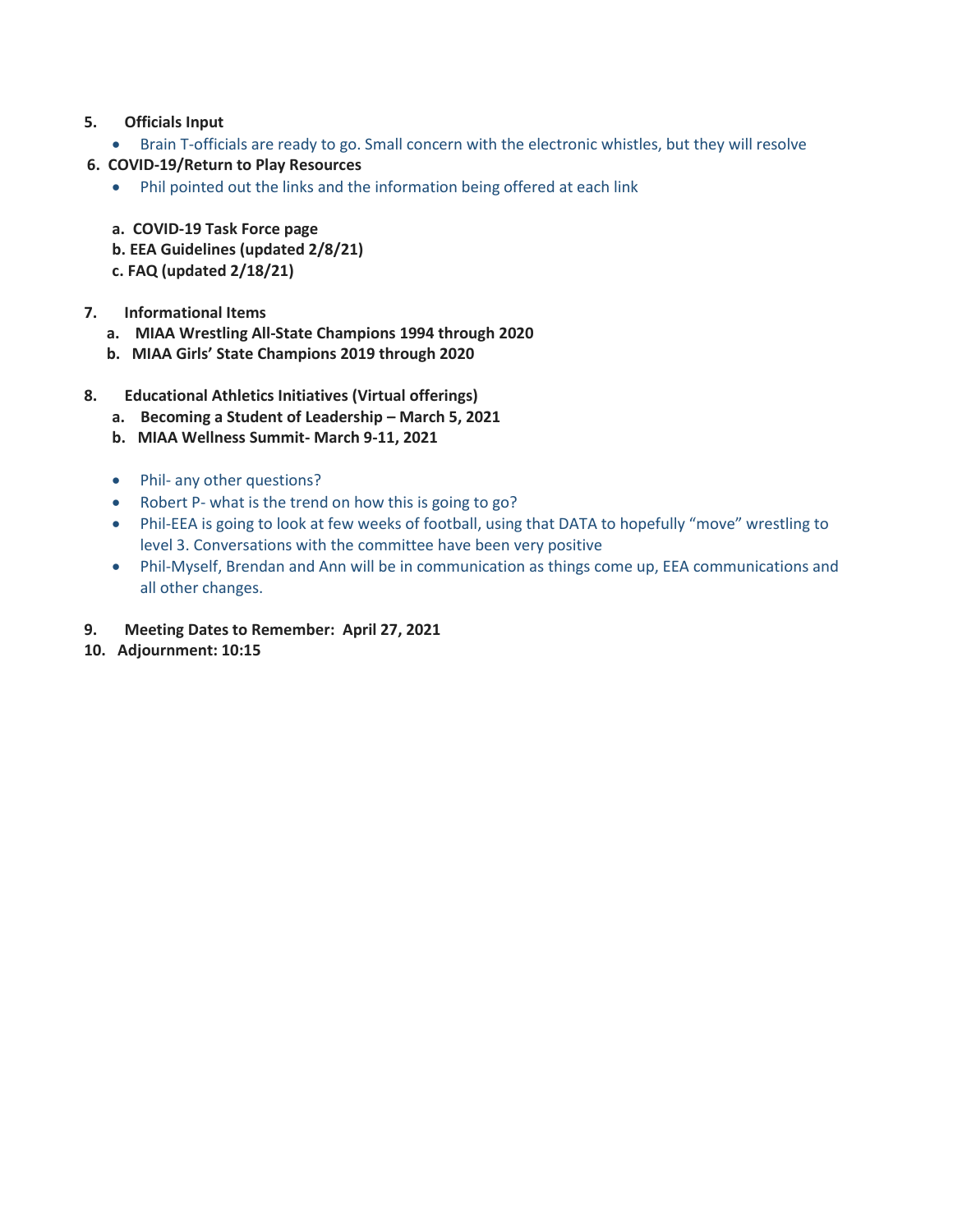5. **Officials Input**
   - Brain T-officials are ready to go. Small concern with the electronic whistles, but they will resolve
6. **COVID-19/Return to Play Resources**
   - Phil pointed out the links and the information being offered at each link

   a. **COVID-19 Task Force page**
   b. **EEA Guidelines (updated 2/8/21)**
   c. **FAQ (updated 2/18/21)**

7. **Informational Items**
   a. **MIAA Wrestling All-State Champions 1994 through 2020**
   b. **MIAA Girls' State Champions 2019 through 2020**

8. **Educational Athletics Initiatives (Virtual offerings)**
   a. **Becoming a Student of Leadership – March 5, 2021**
   b. **MIAA Wellness Summit- March 9-11, 2021**

   - Phil- any other questions?
   - Robert P- what is the trend on how this is going to go?
   - Phil-EEA is going to look at few weeks of football, using that DATA to hopefully "move" wrestling to level 3. Conversations with the committee have been very positive
   - Phil-Myself, Brendan and Ann will be in communication as things come up, EEA communications and all other changes.

9. **Meeting Dates to Remember: April 27, 2021**
10. **Adjournment: 10:15**